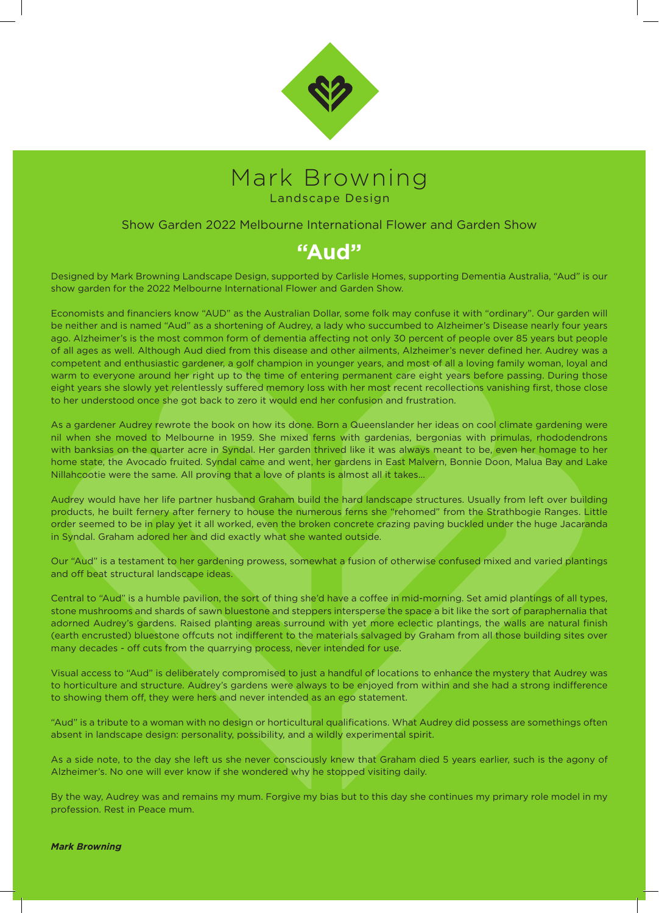# Mark Browning

Landscape Design

Show Garden 2022 Melbourne International Flower and Garden Show

## "Aud"

Designed by Mark Browning Landscape Design, supported by Carlisle Homes, supporting Dementia Australia, "Aud" is our show garden for the 2022 Melbourne International Flower and Garden Show.

Economists and financiers know "AUD" as the Australian Dollar, some folk may confuse it with "ordinary". Our garden will be neither and is named "Aud" as a shortening of Audrey, a lady who succumbed to Alzheimer's Disease nearly four years ago. Alzheimer's is the most common form of dementia affecting not only 30 percent of people over 85 years but people of all ages as well. Although Aud died from this disease and other ailments, Alzheimer's never defined her. Audrey was a competent and enthusiastic gardener, a golf champion in younger years, and most of all a loving family woman, loyal and warm to everyone around her right up to the time of entering permanent care eight years before passing. During those eight years she slowly yet relentlessly suffered memory loss with her most recent recollections vanishing first, those close to her understood once she got back to zero it would end her confusion and frustration.

As a gardener Audrey rewrote the book on how its done. Born a Queenslander her ideas on cool climate gardening were nil when she moved to Melbourne in 1959. She mixed ferns with gardenias, bergonias with primulas, rhododendrons with banksias on the quarter acre in Syndal. Her garden thrived like it was always meant to be, even her homage to her home state, the Avocado fruited. Syndal came and went, her gardens in East Malvern, Bonnie Doon, Malua Bay and Lake Nillahcootie were the same. All proving that a love of plants is almost all it takes...

Audrey would have her life partner husband Graham build the hard landscape structures. Usually from left over building products, he built fernery after fernery to house the numerous ferns she "rehomed" from the Strathbogie Ranges. Little order seemed to be in play yet it all worked, even the broken concrete crazing paving buckled under the huge Jacaranda in Syndal. Graham adored her and did exactly what she wanted outside.

Our "Aud" is a testament to her gardening prowess, somewhat a fusion of otherwise confused mixed and varied plantings and off beat structural landscape ideas.

Central to "Aud" is a humble pavilion, the sort of thing she'd have a coffee in mid-morning. Set amid plantings of all types, stone mushrooms and shards of sawn bluestone and steppers intersperse the space a bit like the sort of paraphernalia that adorned Audrey's gardens. Raised planting areas surround with yet more eclectic plantings, the walls are natural finish (earth encrusted) bluestone offcuts not indifferent to the materials salvaged by Graham from all those building sites over many decades - off cuts from the quarrying process, never intended for use.

Visual access to "Aud" is deliberately compromised to just a handful of locations to enhance the mystery that Audrey was to horticulture and structure. Audrey's gardens were always to be enjoyed from within and she had a strong indifference to showing them off, they were hers and never intended as an ego statement.

"Aud" is a tribute to a woman with no design or horticultural qualifications. What Audrey did possess are somethings often absent in landscape design: personality, possibility, and a wildly experimental spirit.

As a side note, to the day she left us she never consciously knew that Graham died 5 years earlier, such is the agony of Alzheimer's. No one will ever know if she wondered why he stopped visiting daily.

By the way, Audrey was and remains my mum. Forgive my bias but to this day she continues my primary role model in my profession. Rest in Peace mum.

***Mark Browning***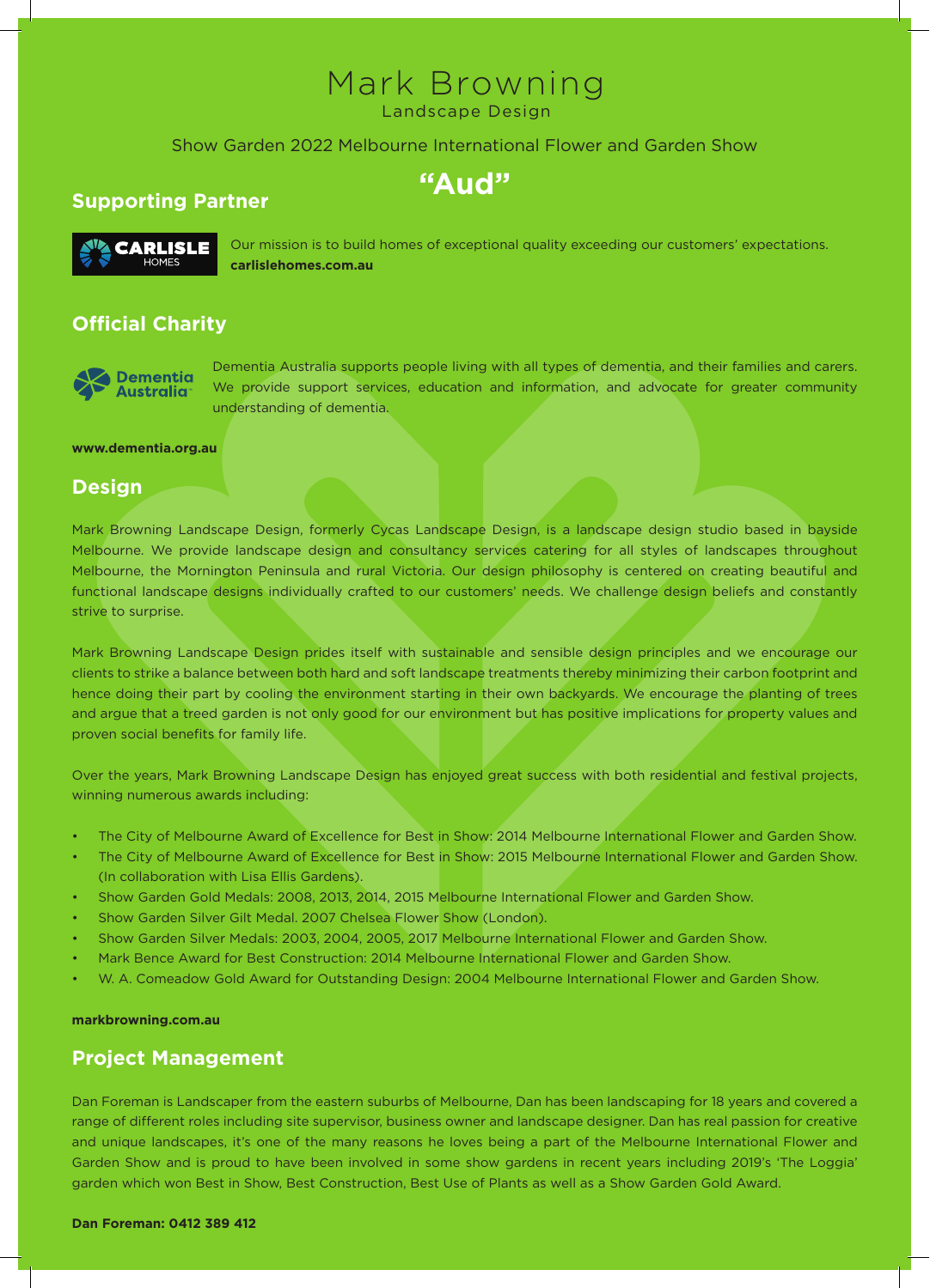# Mark Browning

Landscape Design

Show Garden 2022 Melbourne International Flower and Garden Show

## "Aud"

## Supporting Partner

CARLISLE HOMES

Our mission is to build homes of exceptional quality exceeding our customers' expectations.
**carlislehomes.com.au**

## Official Charity

Dementia Australia

Dementia Australia supports people living with all types of dementia, and their families and carers. We provide support services, education and information, and advocate for greater community understanding of dementia.

**www.dementia.org.au**

## Design

Mark Browning Landscape Design, formerly Cycas Landscape Design, is a landscape design studio based in bayside Melbourne. We provide landscape design and consultancy services catering for all styles of landscapes throughout Melbourne, the Mornington Peninsula and rural Victoria. Our design philosophy is centered on creating beautiful and functional landscape designs individually crafted to our customers' needs. We challenge design beliefs and constantly strive to surprise.

Mark Browning Landscape Design prides itself with sustainable and sensible design principles and we encourage our clients to strike a balance between both hard and soft landscape treatments thereby minimizing their carbon footprint and hence doing their part by cooling the environment starting in their own backyards. We encourage the planting of trees and argue that a treed garden is not only good for our environment but has positive implications for property values and proven social benefits for family life.

Over the years, Mark Browning Landscape Design has enjoyed great success with both residential and festival projects, winning numerous awards including:

- The City of Melbourne Award of Excellence for Best in Show: 2014 Melbourne International Flower and Garden Show.
- The City of Melbourne Award of Excellence for Best in Show: 2015 Melbourne International Flower and Garden Show. (In collaboration with Lisa Ellis Gardens).
- Show Garden Gold Medals: 2008, 2013, 2014, 2015 Melbourne International Flower and Garden Show.
- Show Garden Silver Gilt Medal. 2007 Chelsea Flower Show (London).
- Show Garden Silver Medals: 2003, 2004, 2005, 2017 Melbourne International Flower and Garden Show.
- Mark Bence Award for Best Construction: 2014 Melbourne International Flower and Garden Show.
- W. A. Comeadow Gold Award for Outstanding Design: 2004 Melbourne International Flower and Garden Show.

**markbrowning.com.au**

## Project Management

Dan Foreman is Landscaper from the eastern suburbs of Melbourne, Dan has been landscaping for 18 years and covered a range of different roles including site supervisor, business owner and landscape designer. Dan has real passion for creative and unique landscapes, it's one of the many reasons he loves being a part of the Melbourne International Flower and Garden Show and is proud to have been involved in some show gardens in recent years including 2019's 'The Loggia' garden which won Best in Show, Best Construction, Best Use of Plants as well as a Show Garden Gold Award.

**Dan Foreman: 0412 389 412**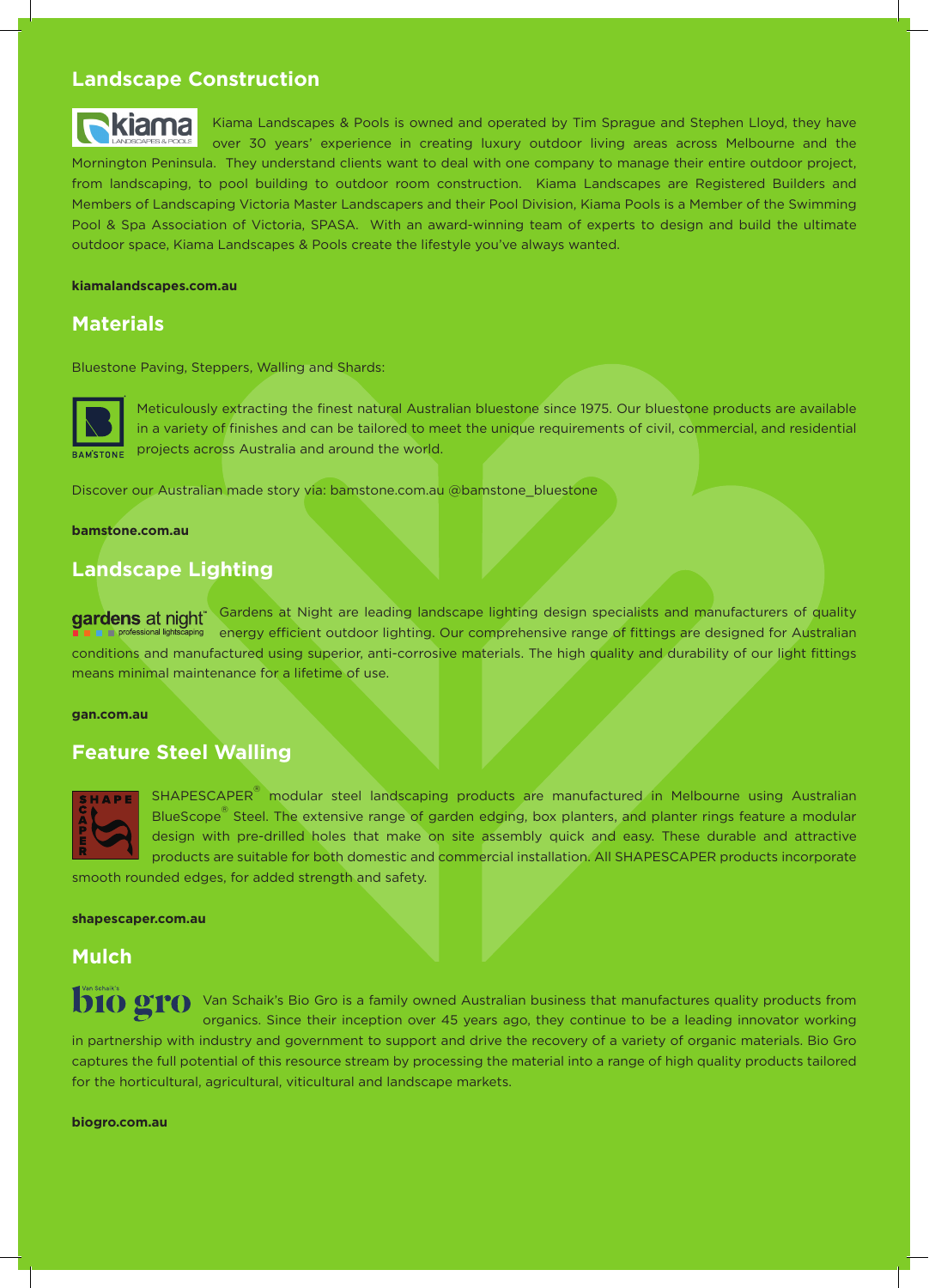## Landscape Construction

Kiama Landscapes & Pools is owned and operated by Tim Sprague and Stephen Lloyd, they have over 30 years' experience in creating luxury outdoor living areas across Melbourne and the Mornington Peninsula. They understand clients want to deal with one company to manage their entire outdoor project, from landscaping, to pool building to outdoor room construction. Kiama Landscapes are Registered Builders and Members of Landscaping Victoria Master Landscapers and their Pool Division, Kiama Pools is a Member of the Swimming Pool & Spa Association of Victoria, SPASA. With an award-winning team of experts to design and build the ultimate outdoor space, Kiama Landscapes & Pools create the lifestyle you've always wanted.

**kiamalandscapes.com.au**

## Materials

Bluestone Paving, Steppers, Walling and Shards:

Meticulously extracting the finest natural Australian bluestone since 1975. Our bluestone products are available in a variety of finishes and can be tailored to meet the unique requirements of civil, commercial, and residential projects across Australia and around the world.

Discover our Australian made story via: bamstone.com.au @bamstone_bluestone

**bamstone.com.au**

## Landscape Lighting

Gardens at Night are leading landscape lighting design specialists and manufacturers of quality energy efficient outdoor lighting. Our comprehensive range of fittings are designed for Australian conditions and manufactured using superior, anti-corrosive materials. The high quality and durability of our light fittings means minimal maintenance for a lifetime of use.

**gan.com.au**

## Feature Steel Walling

SHAPESCAPER® modular steel landscaping products are manufactured in Melbourne using Australian BlueScope® Steel. The extensive range of garden edging, box planters, and planter rings feature a modular design with pre-drilled holes that make on site assembly quick and easy. These durable and attractive products are suitable for both domestic and commercial installation. All SHAPESCAPER products incorporate smooth rounded edges, for added strength and safety.

**shapescaper.com.au**

## Mulch

Van Schaik's Bio Gro is a family owned Australian business that manufactures quality products from organics. Since their inception over 45 years ago, they continue to be a leading innovator working in partnership with industry and government to support and drive the recovery of a variety of organic materials. Bio Gro captures the full potential of this resource stream by processing the material into a range of high quality products tailored for the horticultural, agricultural, viticultural and landscape markets.

**biogro.com.au**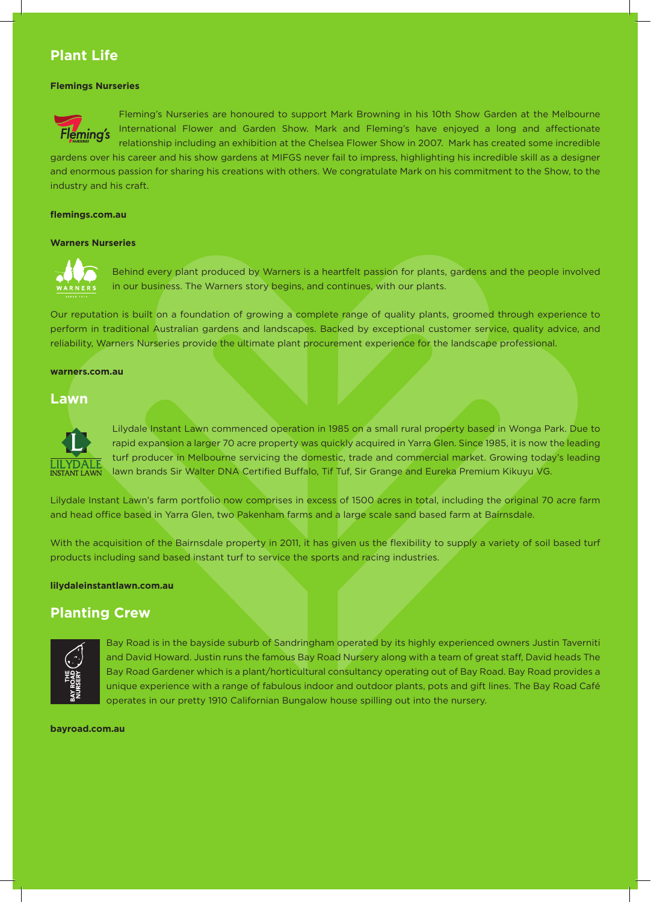## Plant Life

### Flemings Nurseries

Fleming's Nurseries are honoured to support Mark Browning in his 10th Show Garden at the Melbourne International Flower and Garden Show. Mark and Fleming's have enjoyed a long and affectionate relationship including an exhibition at the Chelsea Flower Show in 2007. Mark has created some incredible gardens over his career and his show gardens at MIFGS never fail to impress, highlighting his incredible skill as a designer and enormous passion for sharing his creations with others. We congratulate Mark on his commitment to the Show, to the industry and his craft.

**flemings.com.au**

### Warners Nurseries

Behind every plant produced by Warners is a heartfelt passion for plants, gardens and the people involved in our business. The Warners story begins, and continues, with our plants.

Our reputation is built on a foundation of growing a complete range of quality plants, groomed through experience to perform in traditional Australian gardens and landscapes. Backed by exceptional customer service, quality advice, and reliability, Warners Nurseries provide the ultimate plant procurement experience for the landscape professional.

**warners.com.au**

## Lawn

Lilydale Instant Lawn commenced operation in 1985 on a small rural property based in Wonga Park. Due to rapid expansion a larger 70 acre property was quickly acquired in Yarra Glen. Since 1985, it is now the leading turf producer in Melbourne servicing the domestic, trade and commercial market. Growing today's leading lawn brands Sir Walter DNA Certified Buffalo, Tif Tuf, Sir Grange and Eureka Premium Kikuyu VG.

Lilydale Instant Lawn's farm portfolio now comprises in excess of 1500 acres in total, including the original 70 acre farm and head office based in Yarra Glen, two Pakenham farms and a large scale sand based farm at Bairnsdale.

With the acquisition of the Bairnsdale property in 2011, it has given us the flexibility to supply a variety of soil based turf products including sand based instant turf to service the sports and racing industries.

**lilydaleinstantlawn.com.au**

## Planting Crew

Bay Road is in the bayside suburb of Sandringham operated by its highly experienced owners Justin Taverniti and David Howard. Justin runs the famous Bay Road Nursery along with a team of great staff, David heads The Bay Road Gardener which is a plant/horticultural consultancy operating out of Bay Road. Bay Road provides a unique experience with a range of fabulous indoor and outdoor plants, pots and gift lines. The Bay Road Café operates in our pretty 1910 Californian Bungalow house spilling out into the nursery.

**bayroad.com.au**